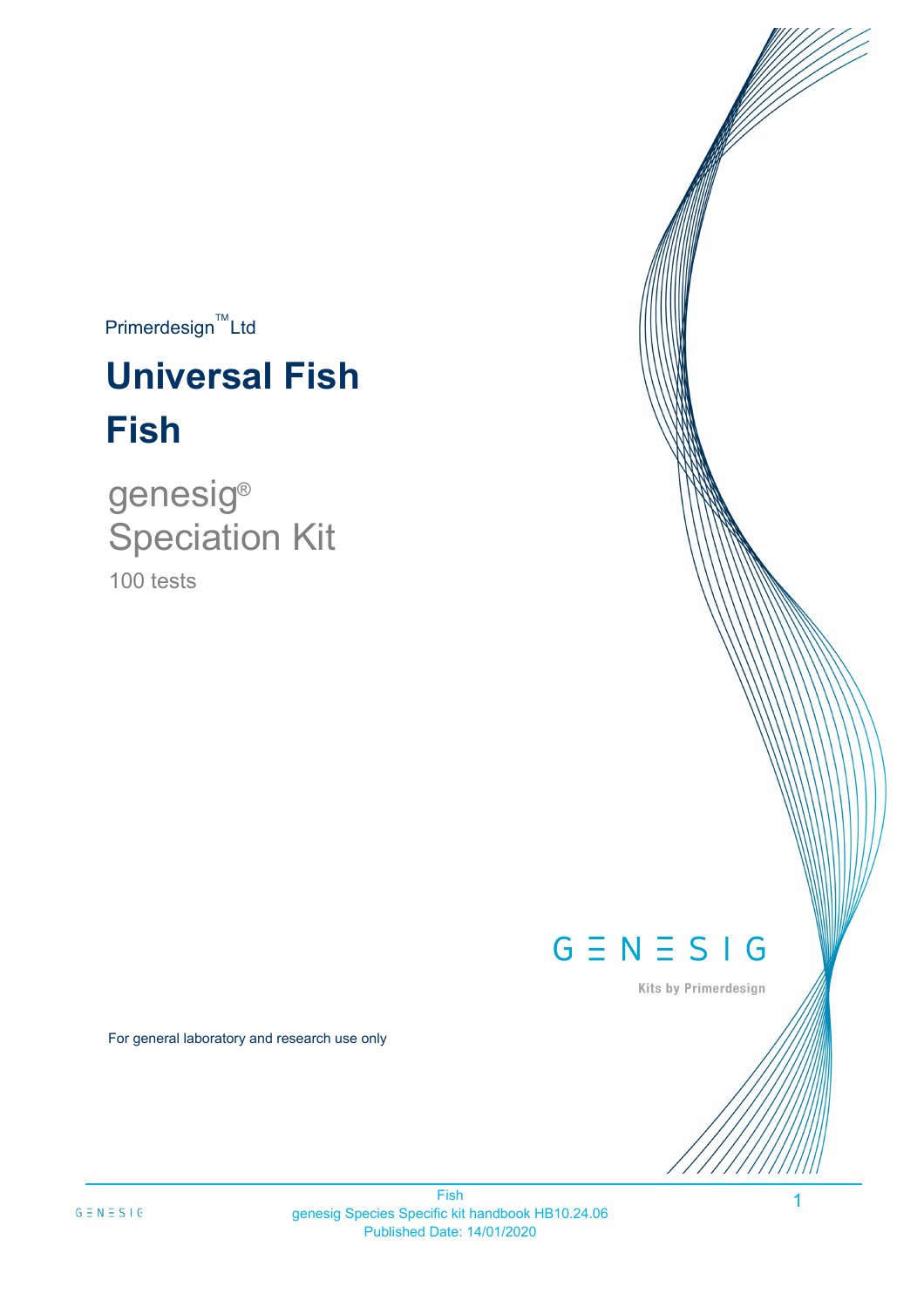Primerdesign™ Ltd

# Universal Fish

# Fish

## genesig®
## Speciation Kit

100 tests

GENESIG

Kits by Primerdesign

For general laboratory and research use only

Fish
genesig Species Specific kit handbook HB10.24.06
Published Date: 14/01/2020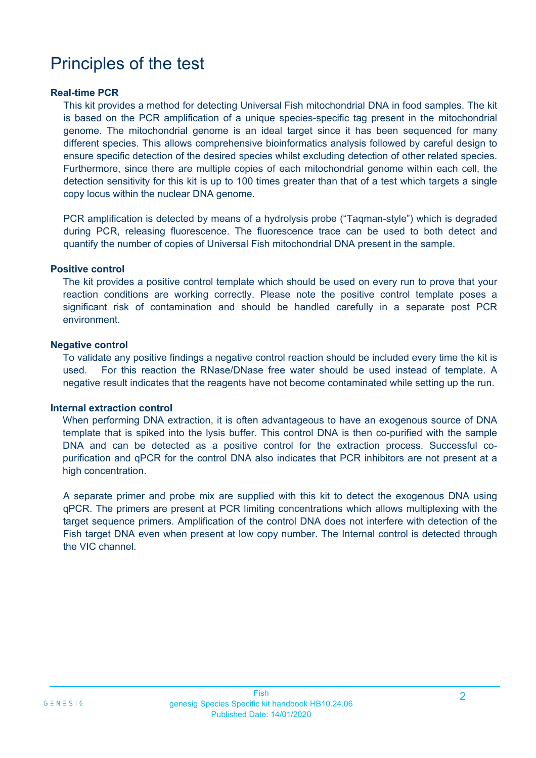# Principles of the test

### Real-time PCR

This kit provides a method for detecting Universal Fish mitochondrial DNA in food samples. The kit is based on the PCR amplification of a unique species-specific tag present in the mitochondrial genome. The mitochondrial genome is an ideal target since it has been sequenced for many different species. This allows comprehensive bioinformatics analysis followed by careful design to ensure specific detection of the desired species whilst excluding detection of other related species. Furthermore, since there are multiple copies of each mitochondrial genome within each cell, the detection sensitivity for this kit is up to 100 times greater than that of a test which targets a single copy locus within the nuclear DNA genome.

PCR amplification is detected by means of a hydrolysis probe ("Taqman-style") which is degraded during PCR, releasing fluorescence. The fluorescence trace can be used to both detect and quantify the number of copies of Universal Fish mitochondrial DNA present in the sample.

### Positive control

The kit provides a positive control template which should be used on every run to prove that your reaction conditions are working correctly. Please note the positive control template poses a significant risk of contamination and should be handled carefully in a separate post PCR environment.

### Negative control

To validate any positive findings a negative control reaction should be included every time the kit is used. For this reaction the RNase/DNase free water should be used instead of template. A negative result indicates that the reagents have not become contaminated while setting up the run.

### Internal extraction control

When performing DNA extraction, it is often advantageous to have an exogenous source of DNA template that is spiked into the lysis buffer. This control DNA is then co-purified with the sample DNA and can be detected as a positive control for the extraction process. Successful co-purification and qPCR for the control DNA also indicates that PCR inhibitors are not present at a high concentration.

A separate primer and probe mix are supplied with this kit to detect the exogenous DNA using qPCR. The primers are present at PCR limiting concentrations which allows multiplexing with the target sequence primers. Amplification of the control DNA does not interfere with detection of the Fish target DNA even when present at low copy number. The Internal control is detected through the VIC channel.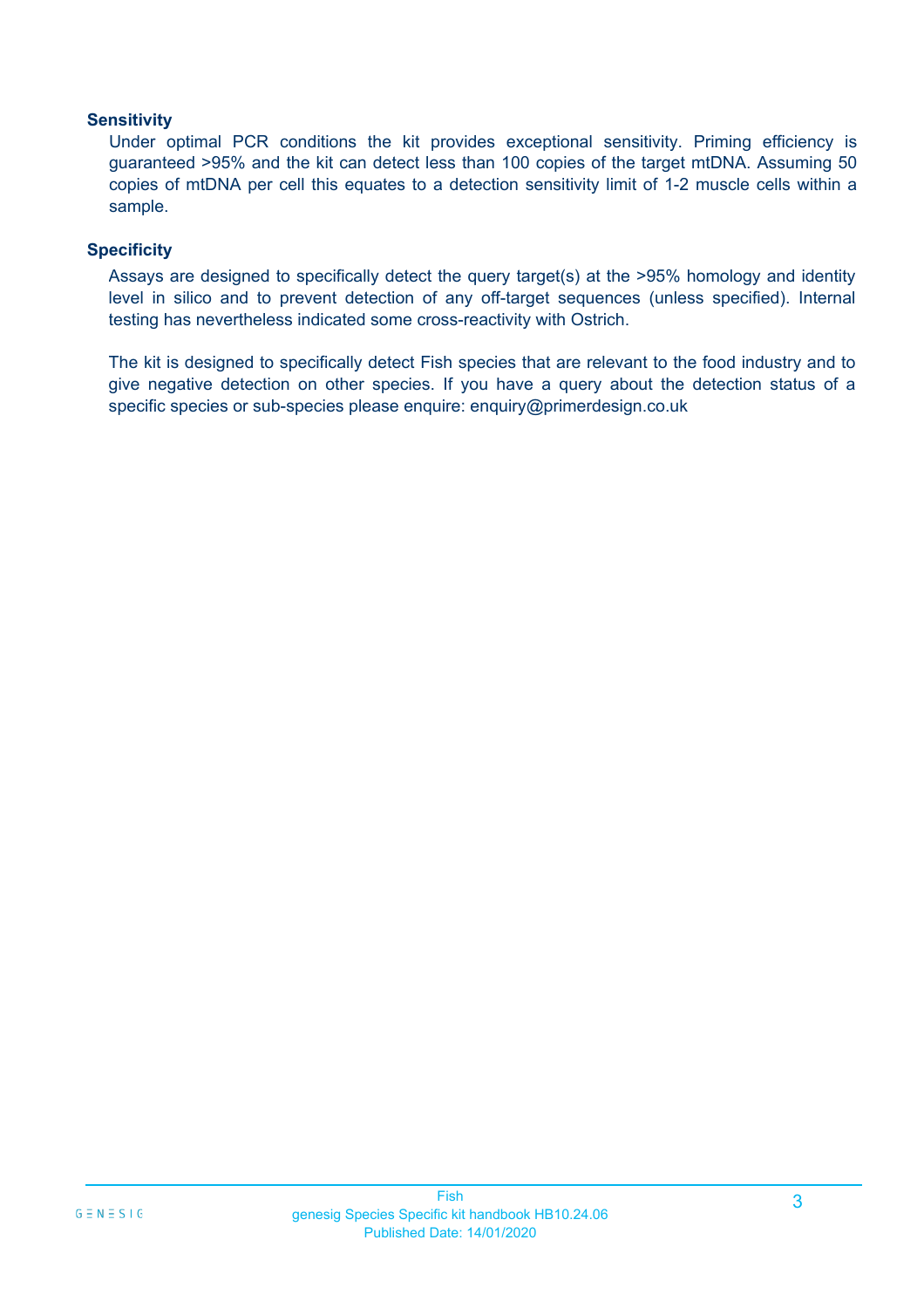### Sensitivity

Under optimal PCR conditions the kit provides exceptional sensitivity. Priming efficiency is guaranteed >95% and the kit can detect less than 100 copies of the target mtDNA. Assuming 50 copies of mtDNA per cell this equates to a detection sensitivity limit of 1-2 muscle cells within a sample.

### Specificity

Assays are designed to specifically detect the query target(s) at the >95% homology and identity level in silico and to prevent detection of any off-target sequences (unless specified). Internal testing has nevertheless indicated some cross-reactivity with Ostrich.

The kit is designed to specifically detect Fish species that are relevant to the food industry and to give negative detection on other species. If you have a query about the detection status of a specific species or sub-species please enquire: enquiry@primerdesign.co.uk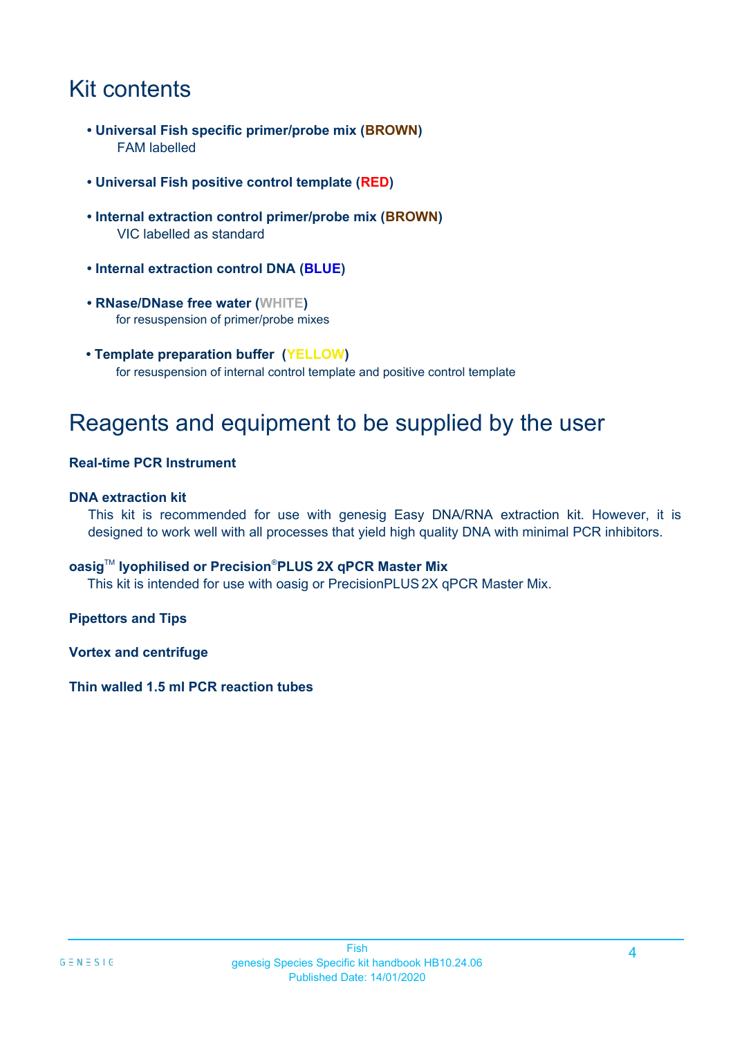# Kit contents

- **Universal Fish specific primer/probe mix (BROWN)**
  FAM labelled

- **Universal Fish positive control template (RED)**

- **Internal extraction control primer/probe mix (BROWN)**
  VIC labelled as standard

- **Internal extraction control DNA (BLUE)**

- **RNase/DNase free water (WHITE)**
  for resuspension of primer/probe mixes

- **Template preparation buffer (YELLOW)**
  for resuspension of internal control template and positive control template

# Reagents and equipment to be supplied by the user

**Real-time PCR Instrument**

**DNA extraction kit**

This kit is recommended for use with genesig Easy DNA/RNA extraction kit. However, it is designed to work well with all processes that yield high quality DNA with minimal PCR inhibitors.

**oasig™ lyophilised or Precision®PLUS 2X qPCR Master Mix**

This kit is intended for use with oasig or PrecisionPLUS 2X qPCR Master Mix.

**Pipettors and Tips**

**Vortex and centrifuge**

**Thin walled 1.5 ml PCR reaction tubes**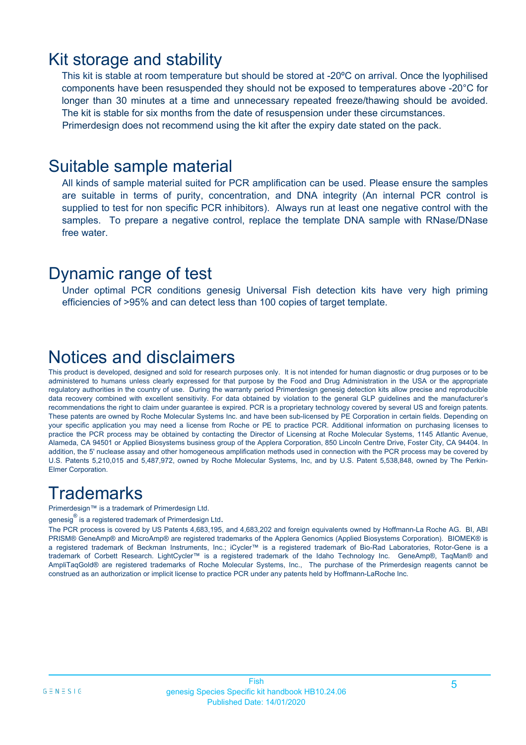# Kit storage and stability

This kit is stable at room temperature but should be stored at -20ºC on arrival. Once the lyophilised components have been resuspended they should not be exposed to temperatures above -20°C for longer than 30 minutes at a time and unnecessary repeated freeze/thawing should be avoided. The kit is stable for six months from the date of resuspension under these circumstances.

Primerdesign does not recommend using the kit after the expiry date stated on the pack.

# Suitable sample material

All kinds of sample material suited for PCR amplification can be used. Please ensure the samples are suitable in terms of purity, concentration, and DNA integrity (An internal PCR control is supplied to test for non specific PCR inhibitors). Always run at least one negative control with the samples. To prepare a negative control, replace the template DNA sample with RNase/DNase free water.

# Dynamic range of test

Under optimal PCR conditions genesig Universal Fish detection kits have very high priming efficiencies of >95% and can detect less than 100 copies of target template.

# Notices and disclaimers

This product is developed, designed and sold for research purposes only. It is not intended for human diagnostic or drug purposes or to be administered to humans unless clearly expressed for that purpose by the Food and Drug Administration in the USA or the appropriate regulatory authorities in the country of use. During the warranty period Primerdesign genesig detection kits allow precise and reproducible data recovery combined with excellent sensitivity. For data obtained by violation to the general GLP guidelines and the manufacturer's recommendations the right to claim under guarantee is expired. PCR is a proprietary technology covered by several US and foreign patents. These patents are owned by Roche Molecular Systems Inc. and have been sub-licensed by PE Corporation in certain fields. Depending on your specific application you may need a license from Roche or PE to practice PCR. Additional information on purchasing licenses to practice the PCR process may be obtained by contacting the Director of Licensing at Roche Molecular Systems, 1145 Atlantic Avenue, Alameda, CA 94501 or Applied Biosystems business group of the Applera Corporation, 850 Lincoln Centre Drive, Foster City, CA 94404. In addition, the 5' nuclease assay and other homogeneous amplification methods used in connection with the PCR process may be covered by U.S. Patents 5,210,015 and 5,487,972, owned by Roche Molecular Systems, Inc, and by U.S. Patent 5,538,848, owned by The Perkin-Elmer Corporation.

# Trademarks

Primerdesign™ is a trademark of Primerdesign Ltd.

genesig® is a registered trademark of Primerdesign Ltd.

The PCR process is covered by US Patents 4,683,195, and 4,683,202 and foreign equivalents owned by Hoffmann-La Roche AG. BI, ABI PRISM® GeneAmp® and MicroAmp® are registered trademarks of the Applera Genomics (Applied Biosystems Corporation). BIOMEK® is a registered trademark of Beckman Instruments, Inc.; iCycler™ is a registered trademark of Bio-Rad Laboratories, Rotor-Gene is a trademark of Corbett Research. LightCycler™ is a registered trademark of the Idaho Technology Inc. GeneAmp®, TaqMan® and AmpliTaqGold® are registered trademarks of Roche Molecular Systems, Inc., The purchase of the Primerdesign reagents cannot be construed as an authorization or implicit license to practice PCR under any patents held by Hoffmann-LaRoche Inc.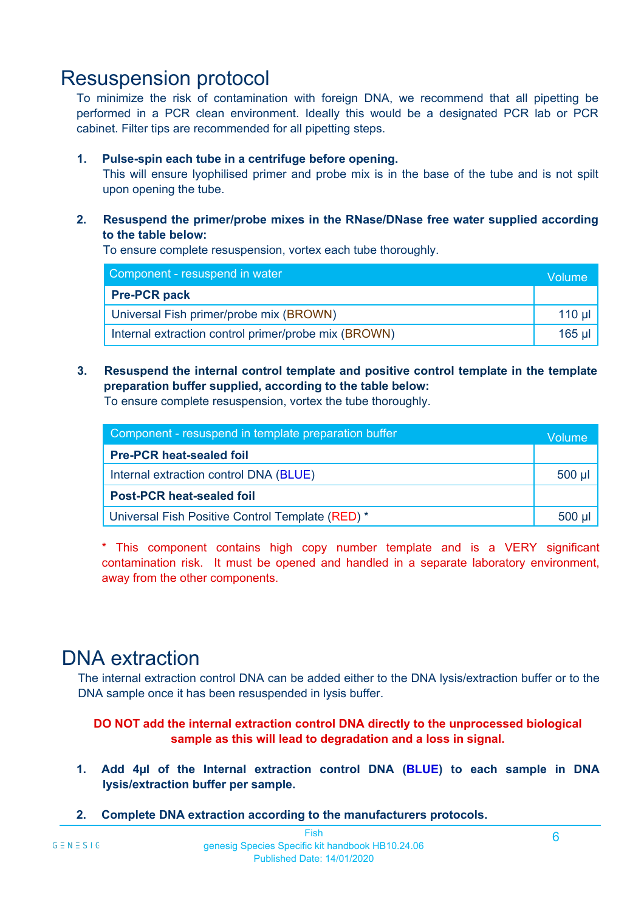# Resuspension protocol

To minimize the risk of contamination with foreign DNA, we recommend that all pipetting be performed in a PCR clean environment. Ideally this would be a designated PCR lab or PCR cabinet. Filter tips are recommended for all pipetting steps.

1. **Pulse-spin each tube in a centrifuge before opening.**
   This will ensure lyophilised primer and probe mix is in the base of the tube and is not spilt upon opening the tube.

2. **Resuspend the primer/probe mixes in the RNase/DNase free water supplied according to the table below:**
   To ensure complete resuspension, vortex each tube thoroughly.

| Component - resuspend in water | Volume |
|---|---|
| **Pre-PCR pack** | |
| Universal Fish primer/probe mix (BROWN) | 110 µl |
| Internal extraction control primer/probe mix (BROWN) | 165 µl |

3. **Resuspend the internal control template and positive control template in the template preparation buffer supplied, according to the table below:**
   To ensure complete resuspension, vortex the tube thoroughly.

| Component - resuspend in template preparation buffer | Volume |
|---|---|
| **Pre-PCR heat-sealed foil** | |
| Internal extraction control DNA (BLUE) | 500 µl |
| **Post-PCR heat-sealed foil** | |
| Universal Fish Positive Control Template (RED) * | 500 µl |

\* This component contains high copy number template and is a VERY significant contamination risk. It must be opened and handled in a separate laboratory environment, away from the other components.

# DNA extraction

The internal extraction control DNA can be added either to the DNA lysis/extraction buffer or to the DNA sample once it has been resuspended in lysis buffer.

**DO NOT add the internal extraction control DNA directly to the unprocessed biological sample as this will lead to degradation and a loss in signal.**

1. **Add 4µl of the Internal extraction control DNA (BLUE) to each sample in DNA lysis/extraction buffer per sample.**

2. **Complete DNA extraction according to the manufacturers protocols.**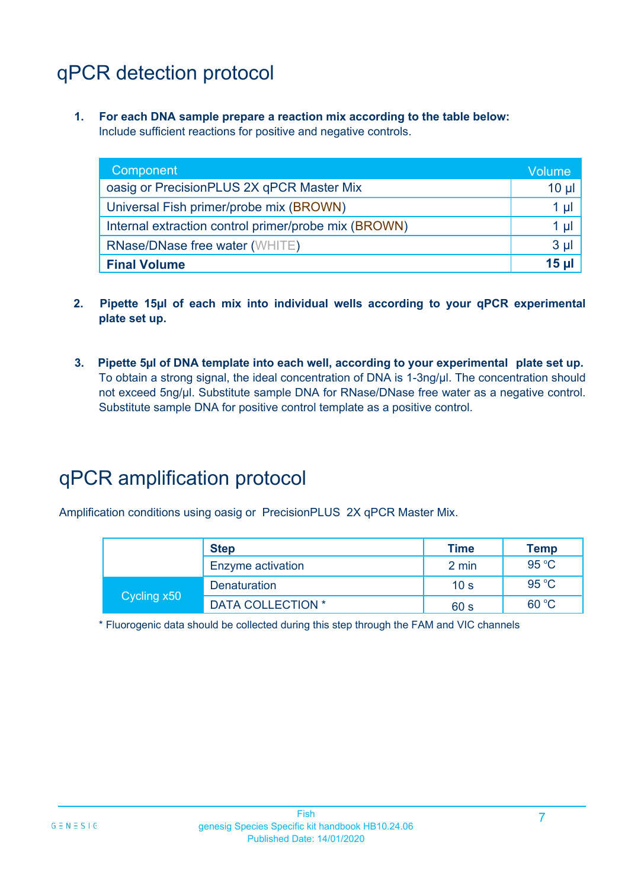# qPCR detection protocol

1. **For each DNA sample prepare a reaction mix according to the table below:**
   Include sufficient reactions for positive and negative controls.

| Component | Volume |
|---|---|
| oasig or PrecisionPLUS 2X qPCR Master Mix | 10 µl |
| Universal Fish primer/probe mix (BROWN) | 1 µl |
| Internal extraction control primer/probe mix (BROWN) | 1 µl |
| RNase/DNase free water (WHITE) | 3 µl |
| **Final Volume** | **15 µl** |

2. **Pipette 15µl of each mix into individual wells according to your qPCR experimental plate set up.**

3. **Pipette 5µl of DNA template into each well, according to your experimental plate set up.**
   To obtain a strong signal, the ideal concentration of DNA is 1-3ng/µl. The concentration should not exceed 5ng/µl. Substitute sample DNA for RNase/DNase free water as a negative control. Substitute sample DNA for positive control template as a positive control.

# qPCR amplification protocol

Amplification conditions using oasig or PrecisionPLUS 2X qPCR Master Mix.

| | Step | Time | Temp |
|---|---|---|---|
| | Enzyme activation | 2 min | 95 °C |
| Cycling x50 | Denaturation | 10 s | 95 °C |
| | DATA COLLECTION * | 60 s | 60 °C |

* Fluorogenic data should be collected during this step through the FAM and VIC channels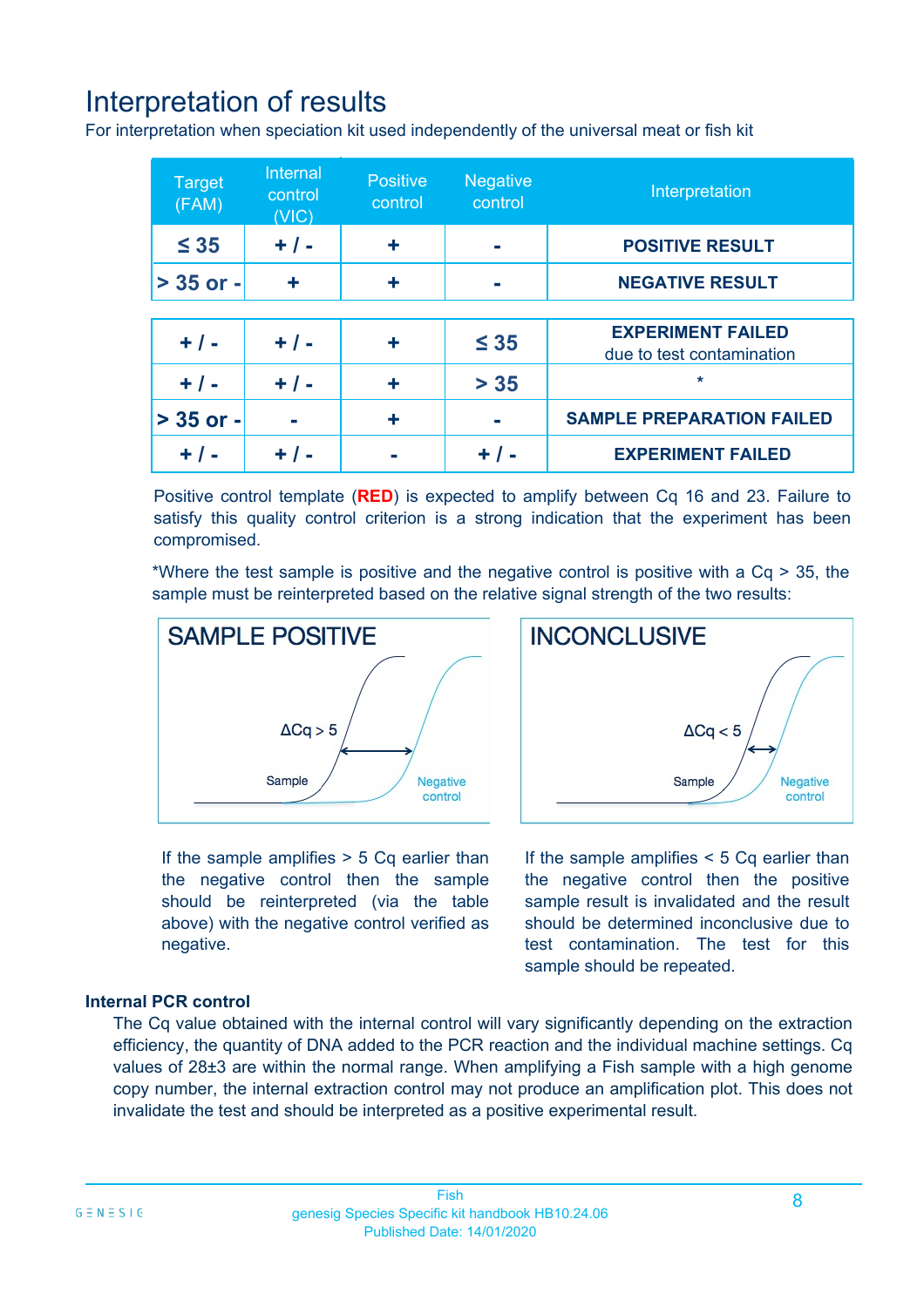# Interpretation of results

For interpretation when speciation kit used independently of the universal meat or fish kit

| Target (FAM) | Internal control (VIC) | Positive control | Negative control | Interpretation |
|---|---|---|---|---|
| ≤ 35 | + / - | + | - | **POSITIVE RESULT** |
| > 35 or - | + | + | - | **NEGATIVE RESULT** |
| + / - | + / - | + | ≤ 35 | **EXPERIMENT FAILED** due to test contamination |
| + / - | + / - | + | > 35 | * |
| > 35 or - | - | + | - | **SAMPLE PREPARATION FAILED** |
| + / - | + / - | - | + / - | **EXPERIMENT FAILED** |

Positive control template (**RED**) is expected to amplify between Cq 16 and 23. Failure to satisfy this quality control criterion is a strong indication that the experiment has been compromised.

*Where the test sample is positive and the negative control is positive with a Cq > 35, the sample must be reinterpreted based on the relative signal strength of the two results:

**SAMPLE POSITIVE**

ΔCq > 5

Sample

Negative control

If the sample amplifies > 5 Cq earlier than the negative control then the sample should be reinterpreted (via the table above) with the negative control verified as negative.

**INCONCLUSIVE**

ΔCq < 5

Sample

Negative control

If the sample amplifies < 5 Cq earlier than the negative control then the positive sample result is invalidated and the result should be determined inconclusive due to test contamination. The test for this sample should be repeated.

### Internal PCR control

The Cq value obtained with the internal control will vary significantly depending on the extraction efficiency, the quantity of DNA added to the PCR reaction and the individual machine settings. Cq values of 28±3 are within the normal range. When amplifying a Fish sample with a high genome copy number, the internal extraction control may not produce an amplification plot. This does not invalidate the test and should be interpreted as a positive experimental result.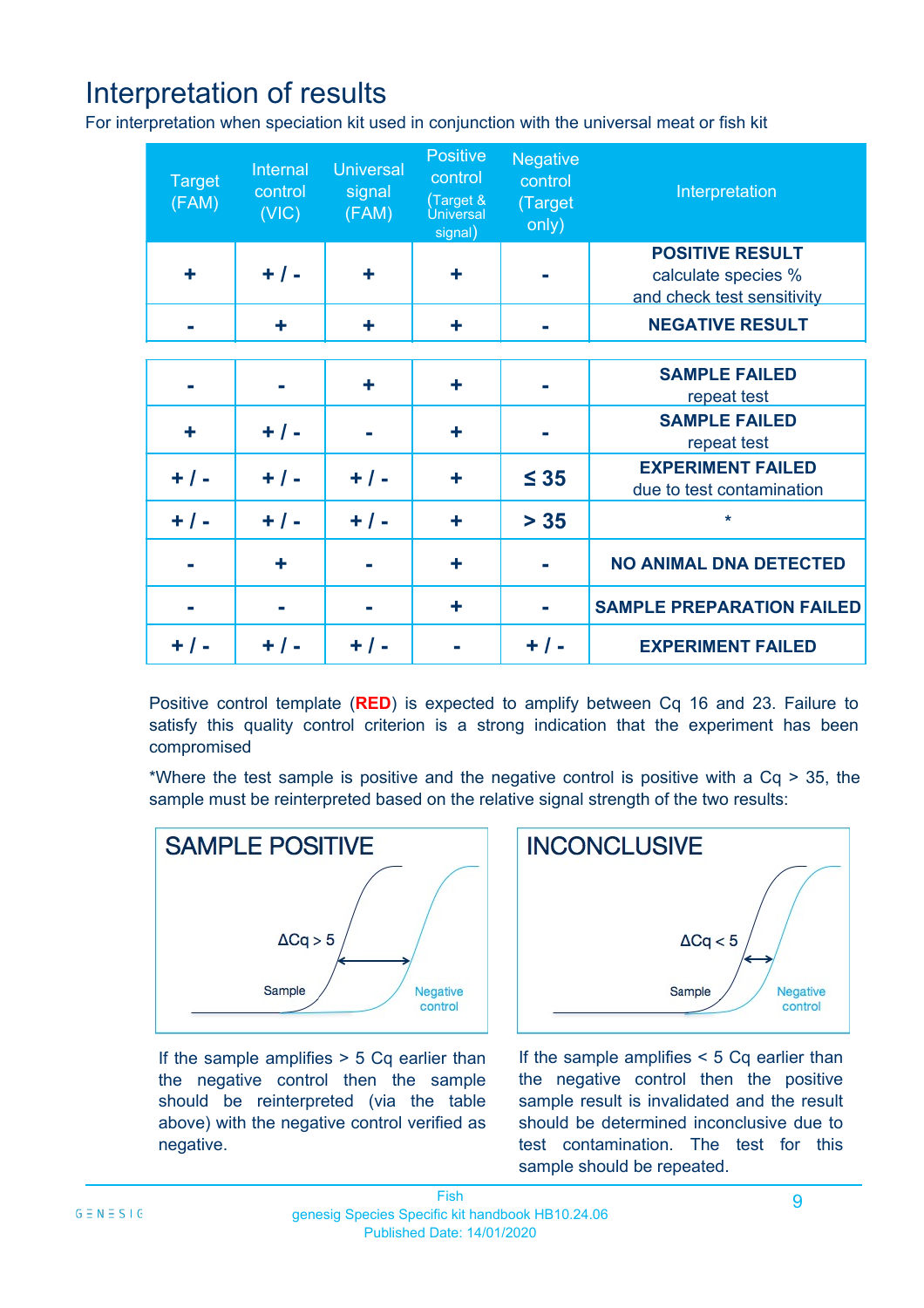# Interpretation of results

For interpretation when speciation kit used in conjunction with the universal meat or fish kit

| Target (FAM) | Internal control (VIC) | Universal signal (FAM) | Positive control (Target & Universal signal) | Negative control (Target only) | Interpretation |
|---|---|---|---|---|---|
| + | + / - | + | + | - | **POSITIVE RESULT** calculate species % and check test sensitivity |
| - | + | + | + | - | **NEGATIVE RESULT** |
| - | - | + | + | - | **SAMPLE FAILED** repeat test |
| + | + / - | - | + | - | **SAMPLE FAILED** repeat test |
| + / - | + / - | + / - | + | ≤ 35 | **EXPERIMENT FAILED** due to test contamination |
| + / - | + / - | + / - | + | > 35 | * |
| - | + | - | + | - | **NO ANIMAL DNA DETECTED** |
| - | - | - | + | - | **SAMPLE PREPARATION FAILED** |
| + / - | + / - | + / - | - | + / - | **EXPERIMENT FAILED** |

Positive control template (**RED**) is expected to amplify between Cq 16 and 23. Failure to satisfy this quality control criterion is a strong indication that the experiment has been compromised

*Where the test sample is positive and the negative control is positive with a Cq > 35, the sample must be reinterpreted based on the relative signal strength of the two results:

**SAMPLE POSITIVE**

$\Delta Cq > 5$

Sample — Negative control

If the sample amplifies > 5 Cq earlier than the negative control then the sample should be reinterpreted (via the table above) with the negative control verified as negative.

**INCONCLUSIVE**

$\Delta Cq < 5$

Sample — Negative control

If the sample amplifies < 5 Cq earlier than the negative control then the positive sample result is invalidated and the result should be determined inconclusive due to test contamination. The test for this sample should be repeated.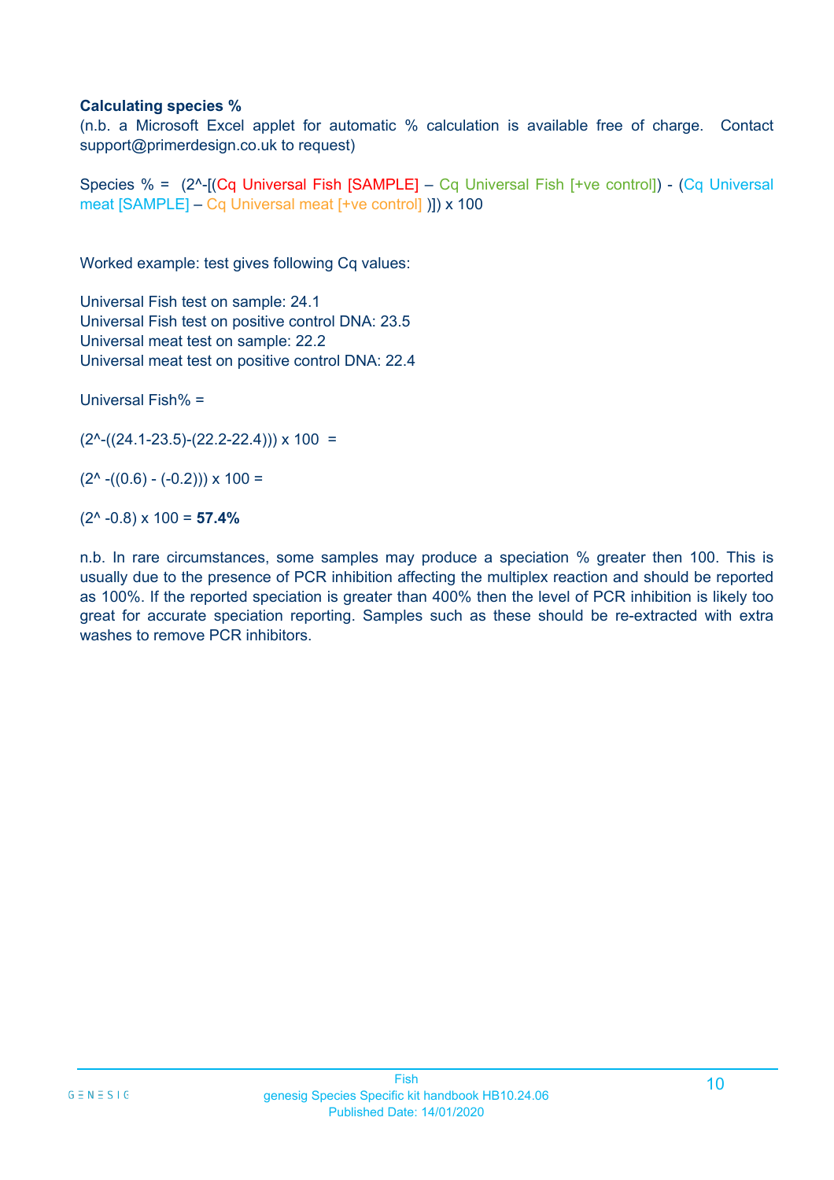**Calculating species %**

(n.b. a Microsoft Excel applet for automatic % calculation is available free of charge. Contact support@primerdesign.co.uk to request)

Species % = (2^-[(Cq Universal Fish [SAMPLE] – Cq Universal Fish [+ve control]) - (Cq Universal meat [SAMPLE] – Cq Universal meat [+ve control] )]) x 100

Worked example: test gives following Cq values:

Universal Fish test on sample: 24.1
Universal Fish test on positive control DNA: 23.5
Universal meat test on sample: 22.2
Universal meat test on positive control DNA: 22.4

Universal Fish% =

(2^-((24.1-23.5)-(22.2-22.4))) x 100 =

(2^ -((0.6) - (-0.2))) x 100 =

(2^ -0.8) x 100 = **57.4%**

n.b. In rare circumstances, some samples may produce a speciation % greater then 100. This is usually due to the presence of PCR inhibition affecting the multiplex reaction and should be reported as 100%. If the reported speciation is greater than 400% then the level of PCR inhibition is likely too great for accurate speciation reporting. Samples such as these should be re-extracted with extra washes to remove PCR inhibitors.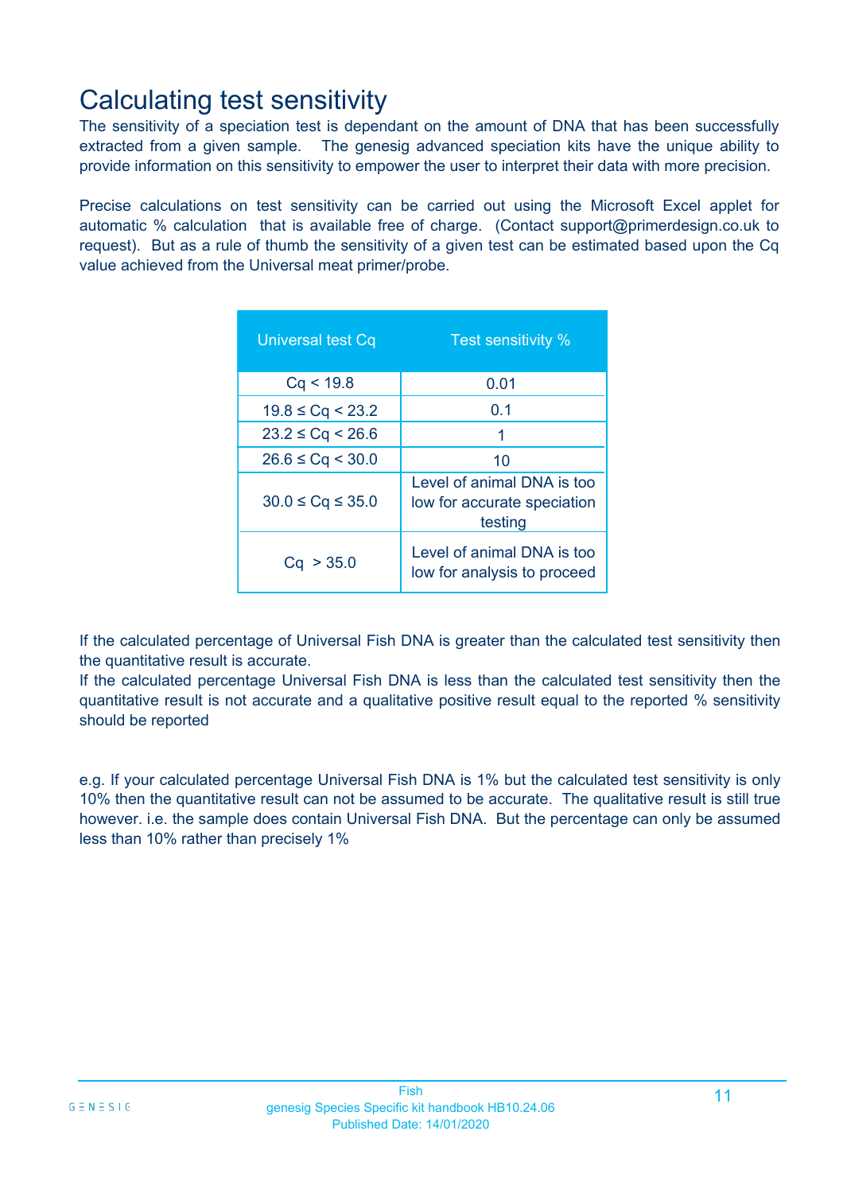# Calculating test sensitivity

The sensitivity of a speciation test is dependant on the amount of DNA that has been successfully extracted from a given sample. The genesig advanced speciation kits have the unique ability to provide information on this sensitivity to empower the user to interpret their data with more precision.

Precise calculations on test sensitivity can be carried out using the Microsoft Excel applet for automatic % calculation that is available free of charge. (Contact support@primerdesign.co.uk to request). But as a rule of thumb the sensitivity of a given test can be estimated based upon the Cq value achieved from the Universal meat primer/probe.

| Universal test Cq | Test sensitivity % |
|---|---|
| Cq < 19.8 | 0.01 |
| 19.8 ≤ Cq < 23.2 | 0.1 |
| 23.2 ≤ Cq < 26.6 | 1 |
| 26.6 ≤ Cq < 30.0 | 10 |
| 30.0 ≤ Cq ≤ 35.0 | Level of animal DNA is too low for accurate speciation testing |
| Cq > 35.0 | Level of animal DNA is too low for analysis to proceed |

If the calculated percentage of Universal Fish DNA is greater than the calculated test sensitivity then the quantitative result is accurate.
If the calculated percentage Universal Fish DNA is less than the calculated test sensitivity then the quantitative result is not accurate and a qualitative positive result equal to the reported % sensitivity should be reported

e.g. If your calculated percentage Universal Fish DNA is 1% but the calculated test sensitivity is only 10% then the quantitative result can not be assumed to be accurate. The qualitative result is still true however. i.e. the sample does contain Universal Fish DNA. But the percentage can only be assumed less than 10% rather than precisely 1%